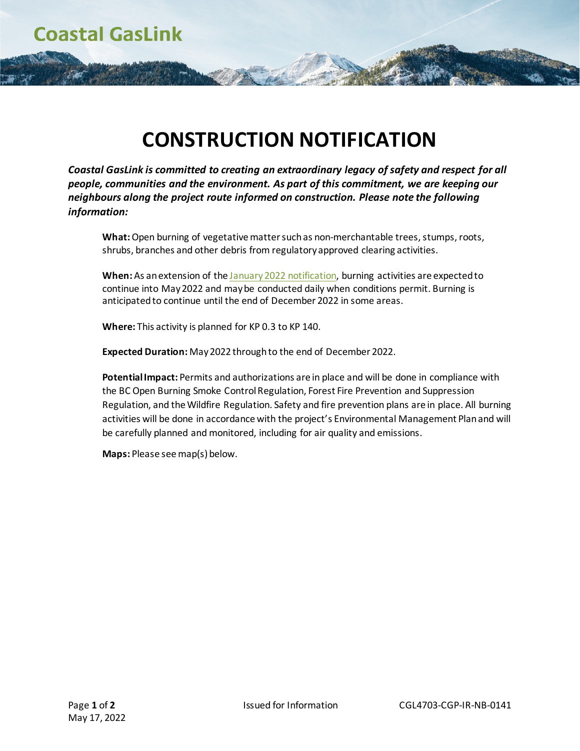Coastal GasLink

# CONSTRUCTION NOTIFICATION

***Coastal GasLink is committed to creating an extraordinary legacy of safety and respect for all people, communities and the environment. As part of this commitment, we are keeping our neighbours along the project route informed on construction. Please note the following information:***

**What:** Open burning of vegetative matter such as non-merchantable trees, stumps, roots, shrubs, branches and other debris from regulatory approved clearing activities.

**When:** As an extension of the January 2022 notification, burning activities are expected to continue into May 2022 and may be conducted daily when conditions permit. Burning is anticipated to continue until the end of December 2022 in some areas.

**Where:** This activity is planned for KP 0.3 to KP 140.

**Expected Duration:** May 2022 through to the end of December 2022.

**Potential Impact:** Permits and authorizations are in place and will be done in compliance with the BC Open Burning Smoke Control Regulation, Forest Fire Prevention and Suppression Regulation, and the Wildfire Regulation. Safety and fire prevention plans are in place. All burning activities will be done in accordance with the project's Environmental Management Plan and will be carefully planned and monitored, including for air quality and emissions.

**Maps:** Please see map(s) below.

May 17, 2022

Issued for Information

CGL4703-CGP-IR-NB-0141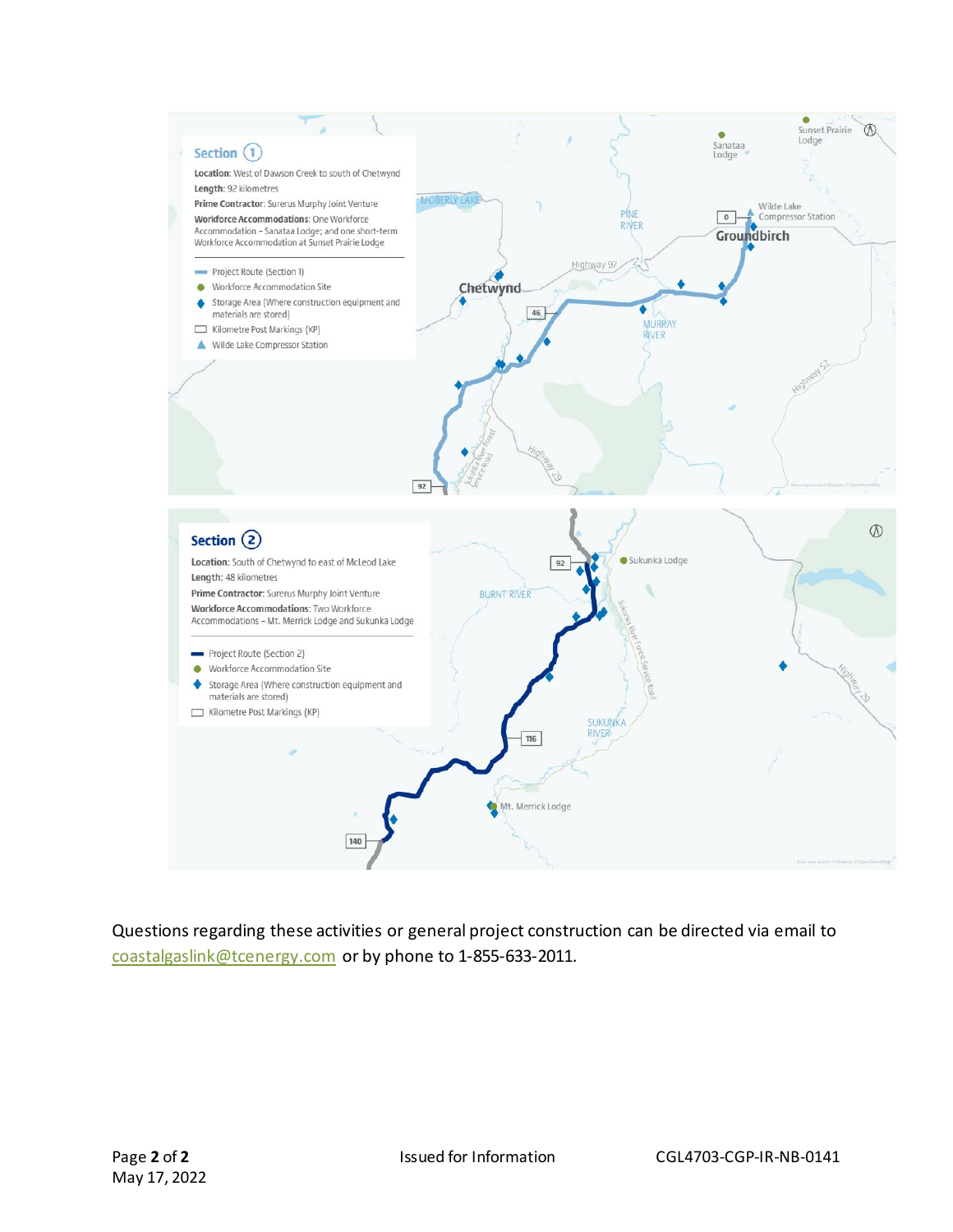**Section 1**

**Location**: West of Dawson Creek to south of Chetwynd
**Length**: 92 kilometres
**Prime Contractor**: Surerus Murphy Joint Venture
**Workforce Accommodations**: One Workforce Accommodation – Sanataa Lodge; and one short-term Workforce Accommodation at Sunset Prairie Lodge

- Project Route (Section 1)
- Workforce Accommodation Site
- Storage Area (Where construction equipment and materials are stored)
- Kilometre Post Markings (KP)
- Wilde Lake Compressor Station

Sunset Prairie Lodge
Sanataa Lodge
MOBERLY LAKE
PINE RIVER
Wilde Lake Compressor Station
0
Groundbirch
Highway 97
Chetwynd
46
MURRAY RIVER
Highway 52
Highway 29
Sukunka River Forest Service Road
92

**Section 2**

**Location**: South of Chetwynd to east of McLeod Lake
**Length**: 48 kilometres
**Prime Contractor**: Surerus Murphy Joint Venture
**Workforce Accommodations**: Two Workforce Accommodations – Mt. Merrick Lodge and Sukunka Lodge

- Project Route (Section 2)
- Workforce Accommodation Site
- Storage Area (Where construction equipment and materials are stored)
- Kilometre Post Markings (KP)

92
Sukunka Lodge
BURNT RIVER
Sukunka River Forest Service Road
Highway 29
SUKUNKA RIVER
116
Mt. Merrick Lodge
140

Questions regarding these activities or general project construction can be directed via email to coastalgaslink@tcenergy.com or by phone to 1-855-633-2011.

May 17, 2022

Issued for Information

CGL4703-CGP-IR-NB-0141